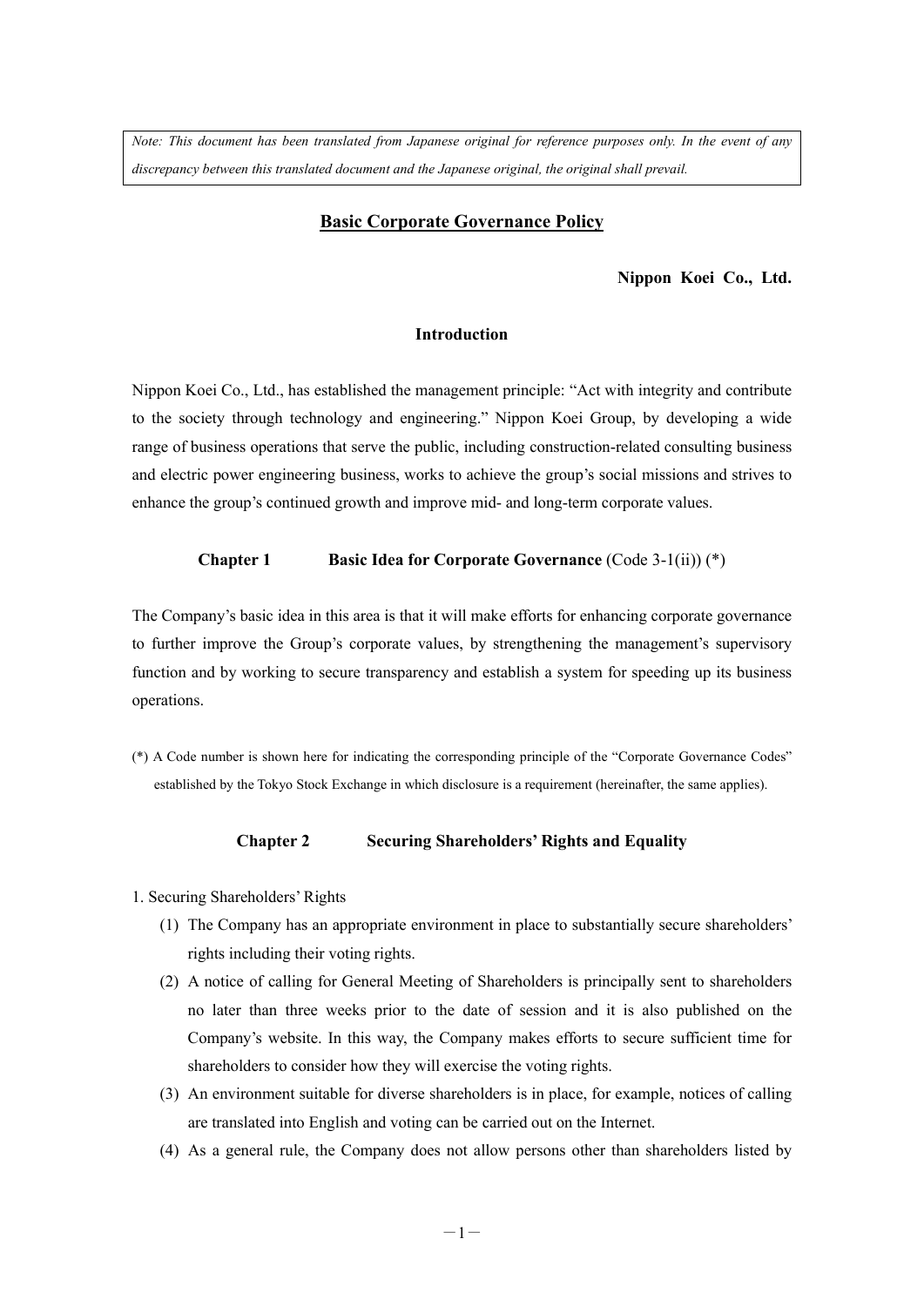*Note: This document has been translated from Japanese original for reference purposes only. In the event of any discrepancy between this translated document and the Japanese original, the original shall prevail.*

# Basic Corporate Governance Policy

**Nippon Koei Co., Ltd.**

## Introduction

Nippon Koei Co., Ltd., has established the management principle: "Act with integrity and contribute to the society through technology and engineering." Nippon Koei Group, by developing a wide range of business operations that serve the public, including construction-related consulting business and electric power engineering business, works to achieve the group's social missions and strives to enhance the group's continued growth and improve mid- and long-term corporate values.

## Chapter 1 Basic Idea for Corporate Governance (Code 3-1(ii)) (*)

The Company's basic idea in this area is that it will make efforts for enhancing corporate governance to further improve the Group's corporate values, by strengthening the management's supervisory function and by working to secure transparency and establish a system for speeding up its business operations.

(*) A Code number is shown here for indicating the corresponding principle of the "Corporate Governance Codes" established by the Tokyo Stock Exchange in which disclosure is a requirement (hereinafter, the same applies).

## Chapter 2 Securing Shareholders' Rights and Equality

1. Securing Shareholders' Rights
   (1) The Company has an appropriate environment in place to substantially secure shareholders' rights including their voting rights.
   (2) A notice of calling for General Meeting of Shareholders is principally sent to shareholders no later than three weeks prior to the date of session and it is also published on the Company's website. In this way, the Company makes efforts to secure sufficient time for shareholders to consider how they will exercise the voting rights.
   (3) An environment suitable for diverse shareholders is in place, for example, notices of calling are translated into English and voting can be carried out on the Internet.
   (4) As a general rule, the Company does not allow persons other than shareholders listed by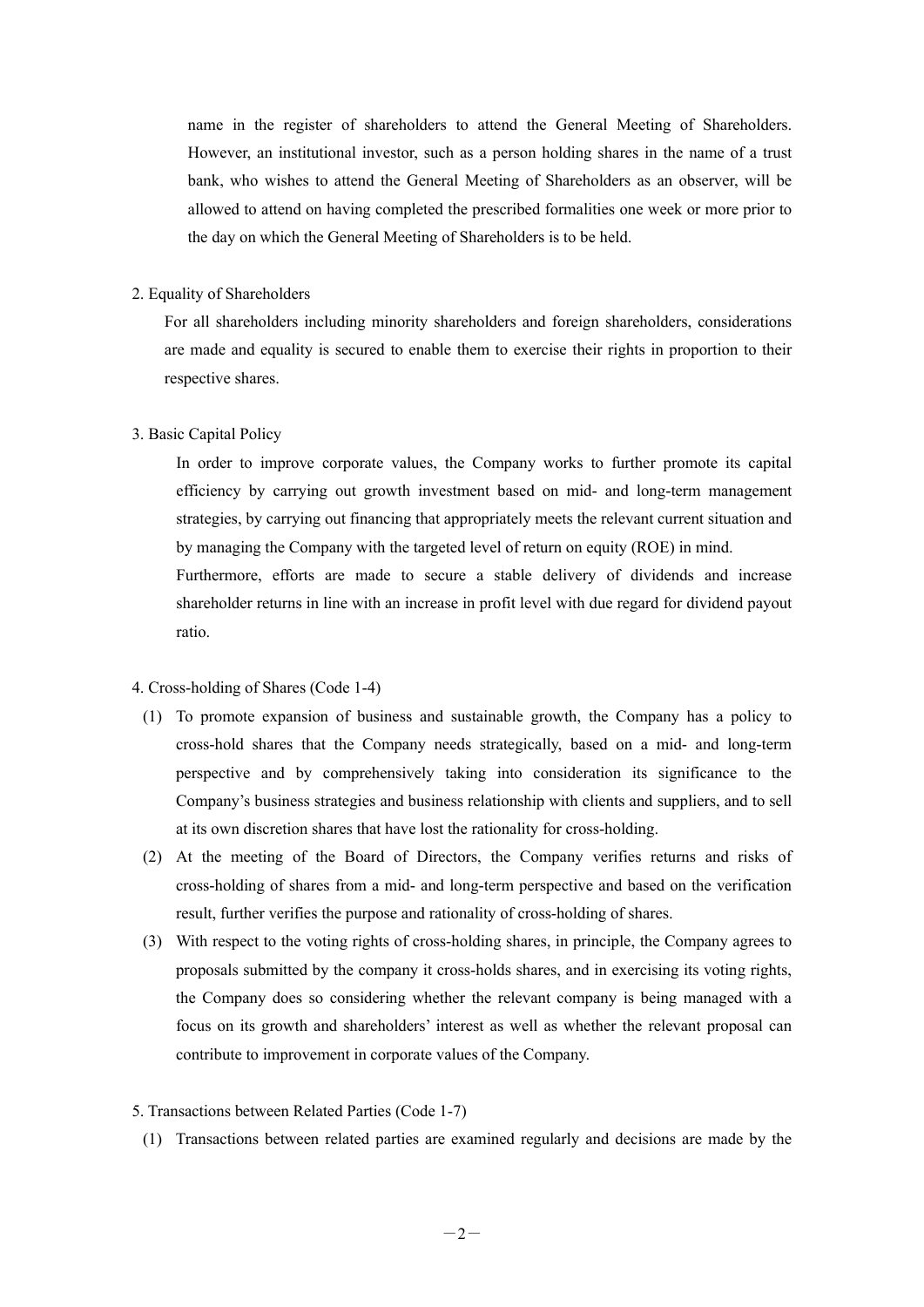name in the register of shareholders to attend the General Meeting of Shareholders. However, an institutional investor, such as a person holding shares in the name of a trust bank, who wishes to attend the General Meeting of Shareholders as an observer, will be allowed to attend on having completed the prescribed formalities one week or more prior to the day on which the General Meeting of Shareholders is to be held.

2. Equality of Shareholders

For all shareholders including minority shareholders and foreign shareholders, considerations are made and equality is secured to enable them to exercise their rights in proportion to their respective shares.

3. Basic Capital Policy

In order to improve corporate values, the Company works to further promote its capital efficiency by carrying out growth investment based on mid- and long-term management strategies, by carrying out financing that appropriately meets the relevant current situation and by managing the Company with the targeted level of return on equity (ROE) in mind.

Furthermore, efforts are made to secure a stable delivery of dividends and increase shareholder returns in line with an increase in profit level with due regard for dividend payout ratio.

4. Cross-holding of Shares (Code 1-4)

(1) To promote expansion of business and sustainable growth, the Company has a policy to cross-hold shares that the Company needs strategically, based on a mid- and long-term perspective and by comprehensively taking into consideration its significance to the Company's business strategies and business relationship with clients and suppliers, and to sell at its own discretion shares that have lost the rationality for cross-holding.

(2) At the meeting of the Board of Directors, the Company verifies returns and risks of cross-holding of shares from a mid- and long-term perspective and based on the verification result, further verifies the purpose and rationality of cross-holding of shares.

(3) With respect to the voting rights of cross-holding shares, in principle, the Company agrees to proposals submitted by the company it cross-holds shares, and in exercising its voting rights, the Company does so considering whether the relevant company is being managed with a focus on its growth and shareholders' interest as well as whether the relevant proposal can contribute to improvement in corporate values of the Company.

5. Transactions between Related Parties (Code 1-7)

(1) Transactions between related parties are examined regularly and decisions are made by the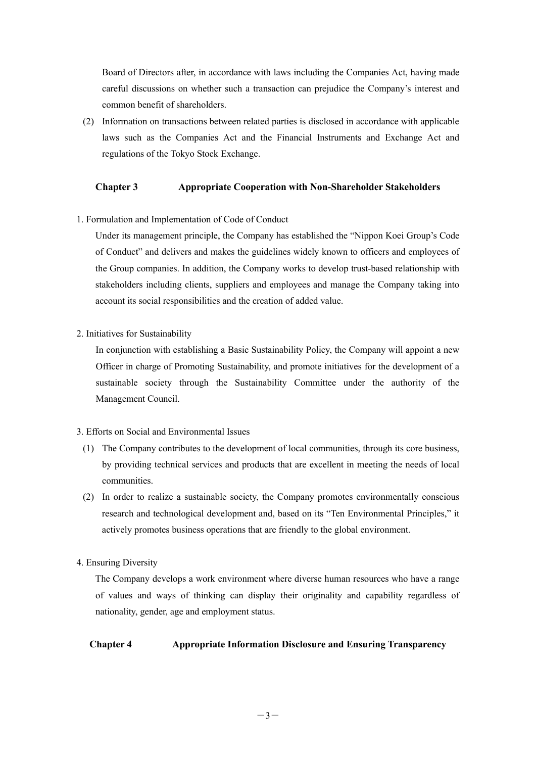Board of Directors after, in accordance with laws including the Companies Act, having made careful discussions on whether such a transaction can prejudice the Company's interest and common benefit of shareholders.

(2) Information on transactions between related parties is disclosed in accordance with applicable laws such as the Companies Act and the Financial Instruments and Exchange Act and regulations of the Tokyo Stock Exchange.

## Chapter 3 Appropriate Cooperation with Non-Shareholder Stakeholders

1. Formulation and Implementation of Code of Conduct

Under its management principle, the Company has established the "Nippon Koei Group's Code of Conduct" and delivers and makes the guidelines widely known to officers and employees of the Group companies. In addition, the Company works to develop trust-based relationship with stakeholders including clients, suppliers and employees and manage the Company taking into account its social responsibilities and the creation of added value.

2. Initiatives for Sustainability

In conjunction with establishing a Basic Sustainability Policy, the Company will appoint a new Officer in charge of Promoting Sustainability, and promote initiatives for the development of a sustainable society through the Sustainability Committee under the authority of the Management Council.

3. Efforts on Social and Environmental Issues

(1) The Company contributes to the development of local communities, through its core business, by providing technical services and products that are excellent in meeting the needs of local communities.

(2) In order to realize a sustainable society, the Company promotes environmentally conscious research and technological development and, based on its "Ten Environmental Principles," it actively promotes business operations that are friendly to the global environment.

4. Ensuring Diversity

The Company develops a work environment where diverse human resources who have a range of values and ways of thinking can display their originality and capability regardless of nationality, gender, age and employment status.

## Chapter 4 Appropriate Information Disclosure and Ensuring Transparency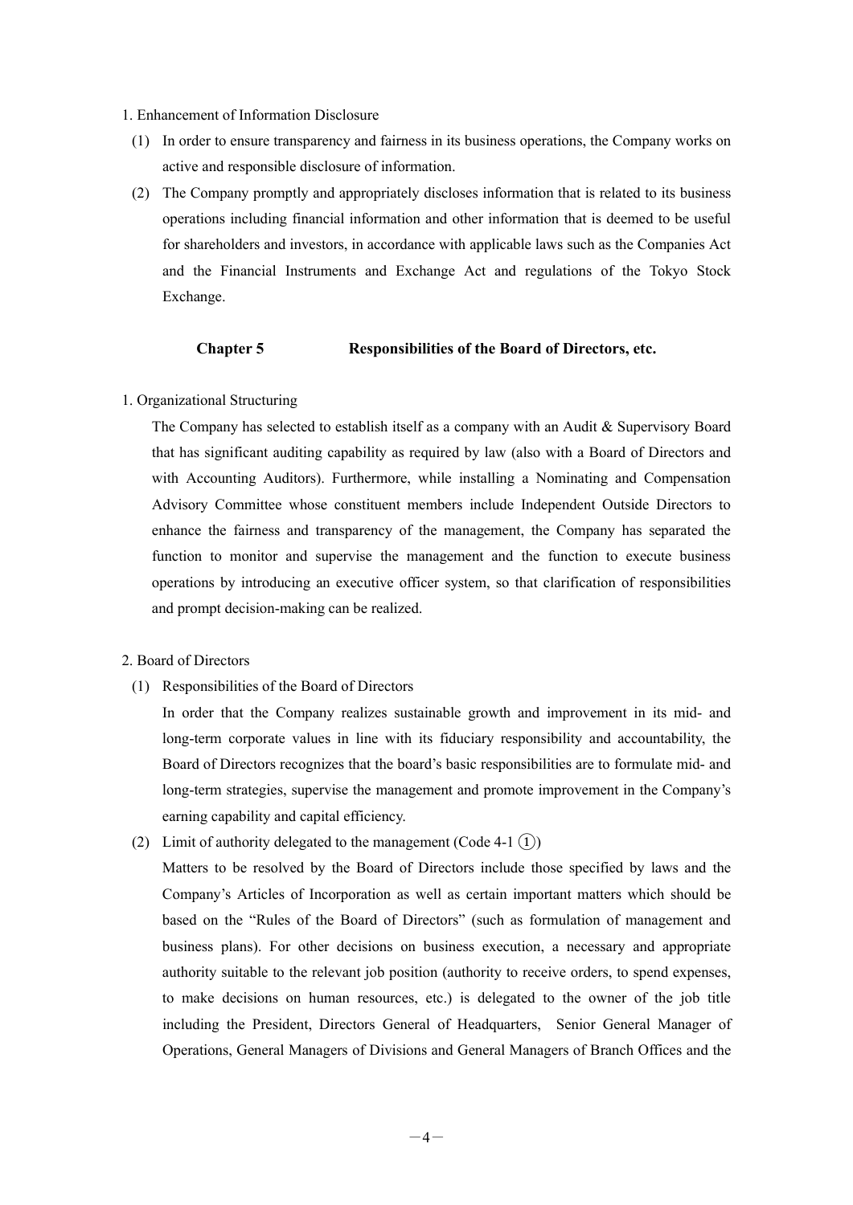1. Enhancement of Information Disclosure

(1) In order to ensure transparency and fairness in its business operations, the Company works on active and responsible disclosure of information.

(2) The Company promptly and appropriately discloses information that is related to its business operations including financial information and other information that is deemed to be useful for shareholders and investors, in accordance with applicable laws such as the Companies Act and the Financial Instruments and Exchange Act and regulations of the Tokyo Stock Exchange.

## Chapter 5 Responsibilities of the Board of Directors, etc.

1. Organizational Structuring

The Company has selected to establish itself as a company with an Audit & Supervisory Board that has significant auditing capability as required by law (also with a Board of Directors and with Accounting Auditors). Furthermore, while installing a Nominating and Compensation Advisory Committee whose constituent members include Independent Outside Directors to enhance the fairness and transparency of the management, the Company has separated the function to monitor and supervise the management and the function to execute business operations by introducing an executive officer system, so that clarification of responsibilities and prompt decision-making can be realized.

2. Board of Directors

(1) Responsibilities of the Board of Directors

In order that the Company realizes sustainable growth and improvement in its mid- and long-term corporate values in line with its fiduciary responsibility and accountability, the Board of Directors recognizes that the board's basic responsibilities are to formulate mid- and long-term strategies, supervise the management and promote improvement in the Company's earning capability and capital efficiency.

(2) Limit of authority delegated to the management (Code 4-1 ①)

Matters to be resolved by the Board of Directors include those specified by laws and the Company's Articles of Incorporation as well as certain important matters which should be based on the "Rules of the Board of Directors" (such as formulation of management and business plans). For other decisions on business execution, a necessary and appropriate authority suitable to the relevant job position (authority to receive orders, to spend expenses, to make decisions on human resources, etc.) is delegated to the owner of the job title including the President, Directors General of Headquarters, Senior General Manager of Operations, General Managers of Divisions and General Managers of Branch Offices and the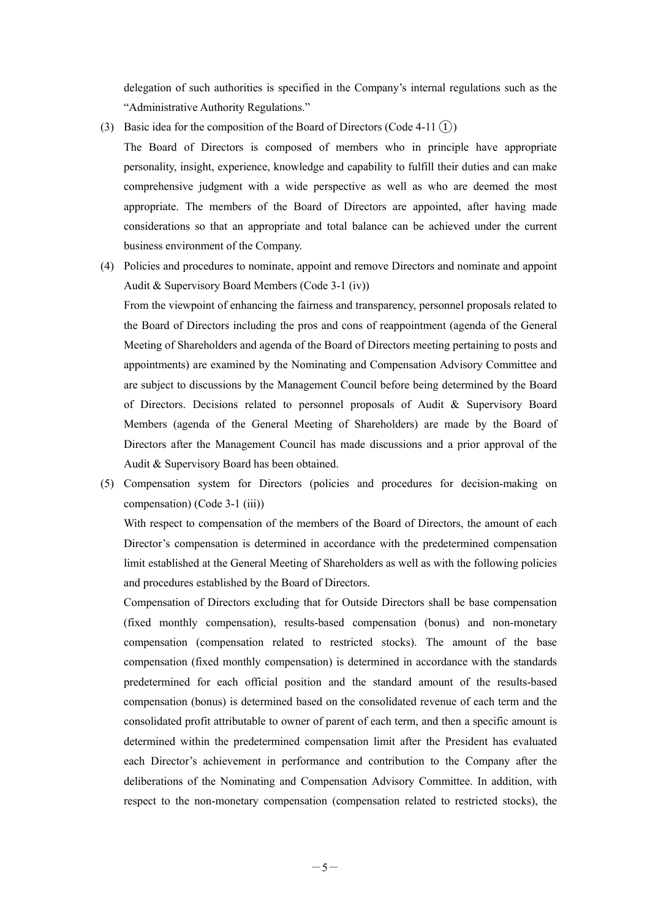delegation of such authorities is specified in the Company's internal regulations such as the "Administrative Authority Regulations."

(3) Basic idea for the composition of the Board of Directors (Code 4-11 ①)

The Board of Directors is composed of members who in principle have appropriate personality, insight, experience, knowledge and capability to fulfill their duties and can make comprehensive judgment with a wide perspective as well as who are deemed the most appropriate. The members of the Board of Directors are appointed, after having made considerations so that an appropriate and total balance can be achieved under the current business environment of the Company.

(4) Policies and procedures to nominate, appoint and remove Directors and nominate and appoint Audit & Supervisory Board Members (Code 3-1 (iv))

From the viewpoint of enhancing the fairness and transparency, personnel proposals related to the Board of Directors including the pros and cons of reappointment (agenda of the General Meeting of Shareholders and agenda of the Board of Directors meeting pertaining to posts and appointments) are examined by the Nominating and Compensation Advisory Committee and are subject to discussions by the Management Council before being determined by the Board of Directors. Decisions related to personnel proposals of Audit & Supervisory Board Members (agenda of the General Meeting of Shareholders) are made by the Board of Directors after the Management Council has made discussions and a prior approval of the Audit & Supervisory Board has been obtained.

(5) Compensation system for Directors (policies and procedures for decision-making on compensation) (Code 3-1 (iii))

With respect to compensation of the members of the Board of Directors, the amount of each Director's compensation is determined in accordance with the predetermined compensation limit established at the General Meeting of Shareholders as well as with the following policies and procedures established by the Board of Directors.

Compensation of Directors excluding that for Outside Directors shall be base compensation (fixed monthly compensation), results-based compensation (bonus) and non-monetary compensation (compensation related to restricted stocks). The amount of the base compensation (fixed monthly compensation) is determined in accordance with the standards predetermined for each official position and the standard amount of the results-based compensation (bonus) is determined based on the consolidated revenue of each term and the consolidated profit attributable to owner of parent of each term, and then a specific amount is determined within the predetermined compensation limit after the President has evaluated each Director's achievement in performance and contribution to the Company after the deliberations of the Nominating and Compensation Advisory Committee. In addition, with respect to the non-monetary compensation (compensation related to restricted stocks), the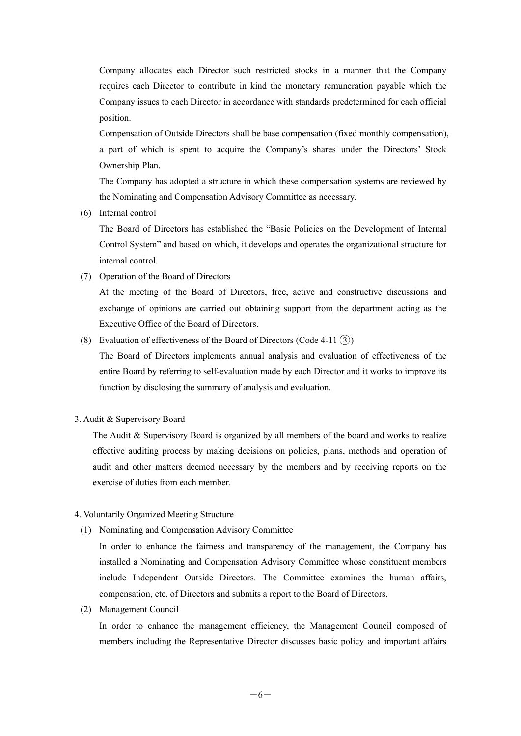Company allocates each Director such restricted stocks in a manner that the Company requires each Director to contribute in kind the monetary remuneration payable which the Company issues to each Director in accordance with standards predetermined for each official position.

Compensation of Outside Directors shall be base compensation (fixed monthly compensation), a part of which is spent to acquire the Company's shares under the Directors' Stock Ownership Plan.

The Company has adopted a structure in which these compensation systems are reviewed by the Nominating and Compensation Advisory Committee as necessary.

(6) Internal control

The Board of Directors has established the "Basic Policies on the Development of Internal Control System" and based on which, it develops and operates the organizational structure for internal control.

(7) Operation of the Board of Directors

At the meeting of the Board of Directors, free, active and constructive discussions and exchange of opinions are carried out obtaining support from the department acting as the Executive Office of the Board of Directors.

(8) Evaluation of effectiveness of the Board of Directors (Code 4-11 ③)

The Board of Directors implements annual analysis and evaluation of effectiveness of the entire Board by referring to self-evaluation made by each Director and it works to improve its function by disclosing the summary of analysis and evaluation.

3. Audit & Supervisory Board

The Audit & Supervisory Board is organized by all members of the board and works to realize effective auditing process by making decisions on policies, plans, methods and operation of audit and other matters deemed necessary by the members and by receiving reports on the exercise of duties from each member.

4. Voluntarily Organized Meeting Structure

(1) Nominating and Compensation Advisory Committee

In order to enhance the fairness and transparency of the management, the Company has installed a Nominating and Compensation Advisory Committee whose constituent members include Independent Outside Directors. The Committee examines the human affairs, compensation, etc. of Directors and submits a report to the Board of Directors.

(2) Management Council

In order to enhance the management efficiency, the Management Council composed of members including the Representative Director discusses basic policy and important affairs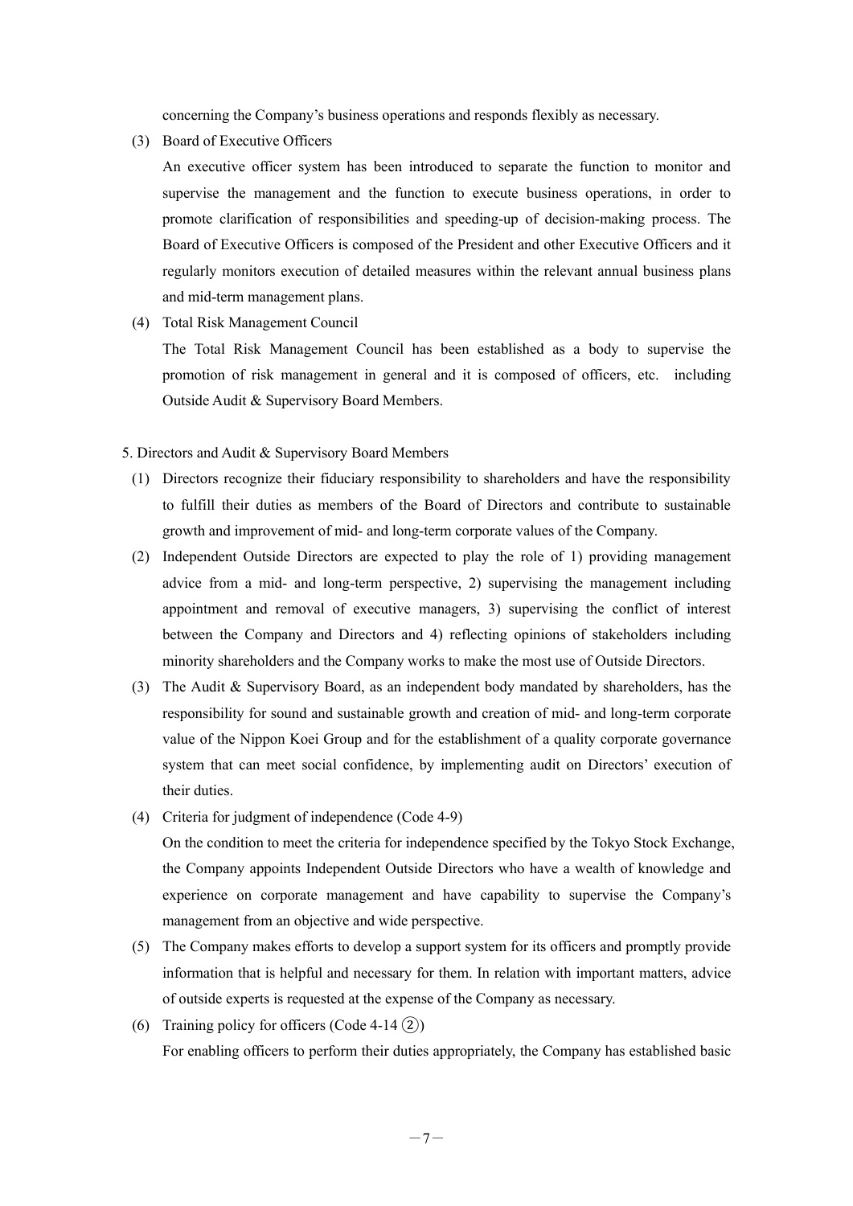concerning the Company's business operations and responds flexibly as necessary.

(3) Board of Executive Officers

An executive officer system has been introduced to separate the function to monitor and supervise the management and the function to execute business operations, in order to promote clarification of responsibilities and speeding-up of decision-making process. The Board of Executive Officers is composed of the President and other Executive Officers and it regularly monitors execution of detailed measures within the relevant annual business plans and mid-term management plans.

(4) Total Risk Management Council

The Total Risk Management Council has been established as a body to supervise the promotion of risk management in general and it is composed of officers, etc. including Outside Audit & Supervisory Board Members.

5. Directors and Audit & Supervisory Board Members

(1) Directors recognize their fiduciary responsibility to shareholders and have the responsibility to fulfill their duties as members of the Board of Directors and contribute to sustainable growth and improvement of mid- and long-term corporate values of the Company.

(2) Independent Outside Directors are expected to play the role of 1) providing management advice from a mid- and long-term perspective, 2) supervising the management including appointment and removal of executive managers, 3) supervising the conflict of interest between the Company and Directors and 4) reflecting opinions of stakeholders including minority shareholders and the Company works to make the most use of Outside Directors.

(3) The Audit & Supervisory Board, as an independent body mandated by shareholders, has the responsibility for sound and sustainable growth and creation of mid- and long-term corporate value of the Nippon Koei Group and for the establishment of a quality corporate governance system that can meet social confidence, by implementing audit on Directors' execution of their duties.

(4) Criteria for judgment of independence (Code 4-9)

On the condition to meet the criteria for independence specified by the Tokyo Stock Exchange, the Company appoints Independent Outside Directors who have a wealth of knowledge and experience on corporate management and have capability to supervise the Company's management from an objective and wide perspective.

(5) The Company makes efforts to develop a support system for its officers and promptly provide information that is helpful and necessary for them. In relation with important matters, advice of outside experts is requested at the expense of the Company as necessary.

(6) Training policy for officers (Code 4-14 ②)

For enabling officers to perform their duties appropriately, the Company has established basic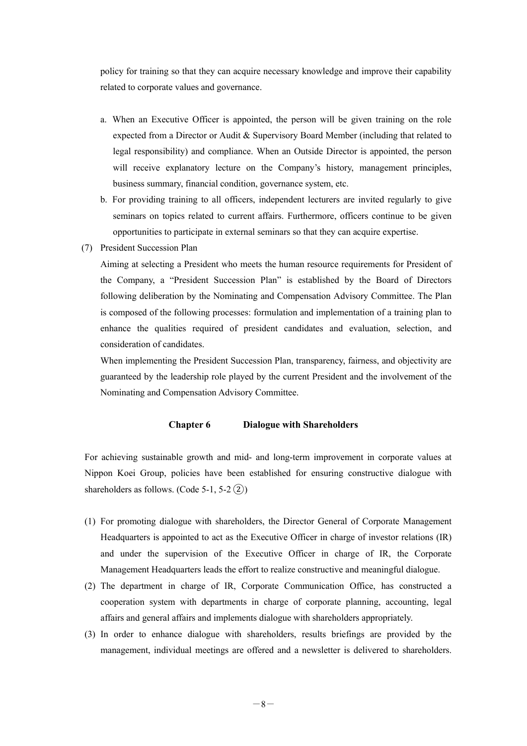policy for training so that they can acquire necessary knowledge and improve their capability related to corporate values and governance.

a. When an Executive Officer is appointed, the person will be given training on the role expected from a Director or Audit & Supervisory Board Member (including that related to legal responsibility) and compliance. When an Outside Director is appointed, the person will receive explanatory lecture on the Company's history, management principles, business summary, financial condition, governance system, etc.

b. For providing training to all officers, independent lecturers are invited regularly to give seminars on topics related to current affairs. Furthermore, officers continue to be given opportunities to participate in external seminars so that they can acquire expertise.

(7) President Succession Plan

Aiming at selecting a President who meets the human resource requirements for President of the Company, a "President Succession Plan" is established by the Board of Directors following deliberation by the Nominating and Compensation Advisory Committee. The Plan is composed of the following processes: formulation and implementation of a training plan to enhance the qualities required of president candidates and evaluation, selection, and consideration of candidates.

When implementing the President Succession Plan, transparency, fairness, and objectivity are guaranteed by the leadership role played by the current President and the involvement of the Nominating and Compensation Advisory Committee.

## Chapter 6 Dialogue with Shareholders

For achieving sustainable growth and mid- and long-term improvement in corporate values at Nippon Koei Group, policies have been established for ensuring constructive dialogue with shareholders as follows. (Code 5-1, 5-2 ②)

(1) For promoting dialogue with shareholders, the Director General of Corporate Management Headquarters is appointed to act as the Executive Officer in charge of investor relations (IR) and under the supervision of the Executive Officer in charge of IR, the Corporate Management Headquarters leads the effort to realize constructive and meaningful dialogue.

(2) The department in charge of IR, Corporate Communication Office, has constructed a cooperation system with departments in charge of corporate planning, accounting, legal affairs and general affairs and implements dialogue with shareholders appropriately.

(3) In order to enhance dialogue with shareholders, results briefings are provided by the management, individual meetings are offered and a newsletter is delivered to shareholders.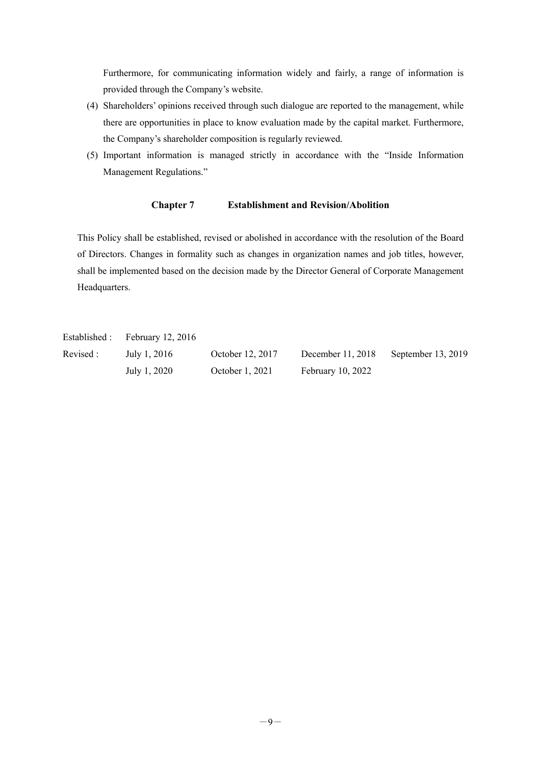Furthermore, for communicating information widely and fairly, a range of information is provided through the Company's website.

(4) Shareholders' opinions received through such dialogue are reported to the management, while there are opportunities in place to know evaluation made by the capital market. Furthermore, the Company's shareholder composition is regularly reviewed.

(5) Important information is managed strictly in accordance with the "Inside Information Management Regulations."

## Chapter 7 Establishment and Revision/Abolition

This Policy shall be established, revised or abolished in accordance with the resolution of the Board of Directors. Changes in formality such as changes in organization names and job titles, however, shall be implemented based on the decision made by the Director General of Corporate Management Headquarters.

| | | | | |
|---|---|---|---|---|
| Established : | February 12, 2016 | | | |
| Revised : | July 1, 2016 | October 12, 2017 | December 11, 2018 | September 13, 2019 |
| | July 1, 2020 | October 1, 2021 | February 10, 2022 | |